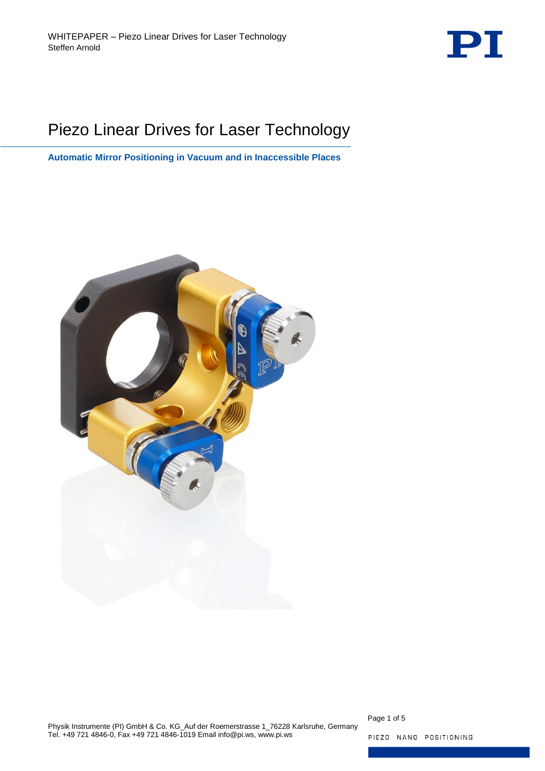# Piezo Linear Drives for Laser Technology

**Automatic Mirror Positioning in Vacuum and in Inaccessible Places**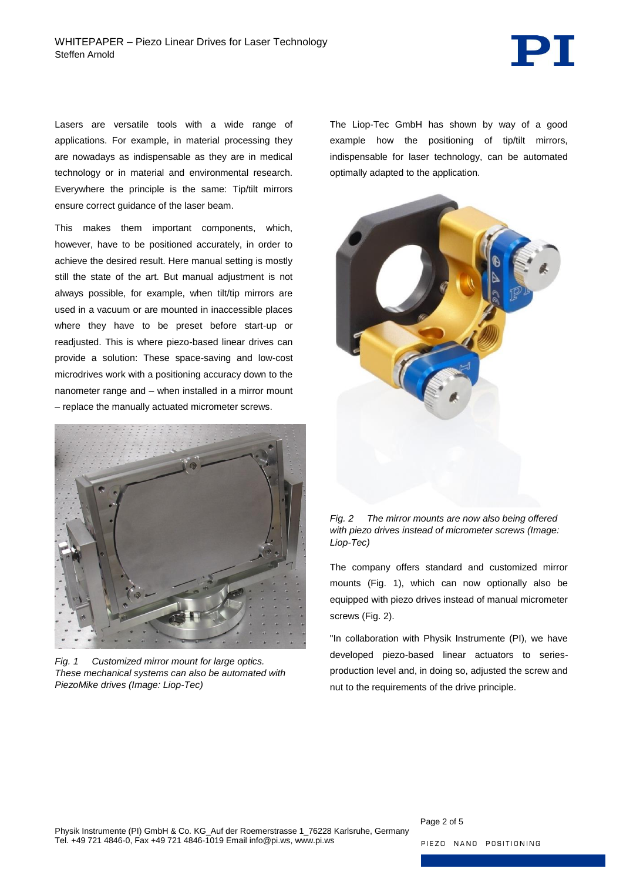Lasers are versatile tools with a wide range of applications. For example, in material processing they are nowadays as indispensable as they are in medical technology or in material and environmental research. Everywhere the principle is the same: Tip/tilt mirrors ensure correct guidance of the laser beam.

This makes them important components, which, however, have to be positioned accurately, in order to achieve the desired result. Here manual setting is mostly still the state of the art. But manual adjustment is not always possible, for example, when tilt/tip mirrors are used in a vacuum or are mounted in inaccessible places where they have to be preset before start-up or readjusted. This is where piezo-based linear drives can provide a solution: These space-saving and low-cost microdrives work with a positioning accuracy down to the nanometer range and – when installed in a mirror mount – replace the manually actuated micrometer screws.

*Fig. 1 Customized mirror mount for large optics. These mechanical systems can also be automated with PiezoMike drives (Image: Liop-Tec)*

The Liop-Tec GmbH has shown by way of a good example how the positioning of tip/tilt mirrors, indispensable for laser technology, can be automated optimally adapted to the application.

*Fig. 2 The mirror mounts are now also being offered with piezo drives instead of micrometer screws (Image: Liop-Tec)*

The company offers standard and customized mirror mounts (Fig. 1), which can now optionally also be equipped with piezo drives instead of manual micrometer screws (Fig. 2).

"In collaboration with Physik Instrumente (PI), we have developed piezo-based linear actuators to series-production level and, in doing so, adjusted the screw and nut to the requirements of the drive principle.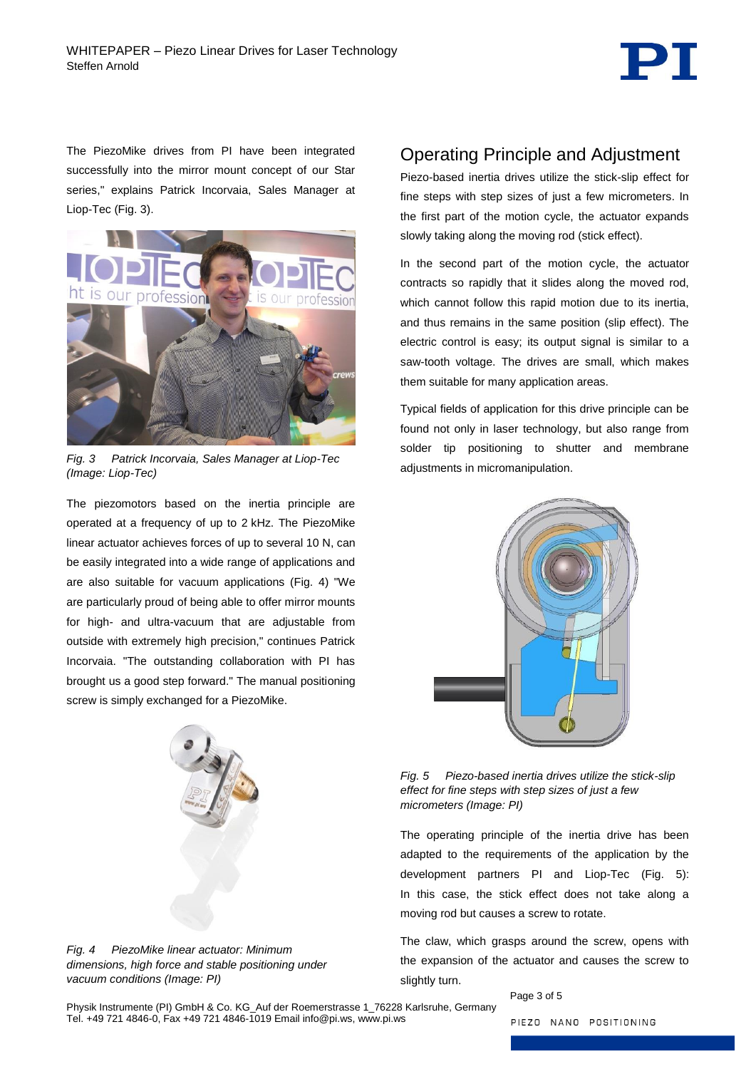The PiezoMike drives from PI have been integrated successfully into the mirror mount concept of our Star series," explains Patrick Incorvaia, Sales Manager at Liop-Tec (Fig. 3).

*Fig. 3 Patrick Incorvaia, Sales Manager at Liop-Tec (Image: Liop-Tec)*

The piezomotors based on the inertia principle are operated at a frequency of up to 2 kHz. The PiezoMike linear actuator achieves forces of up to several 10 N, can be easily integrated into a wide range of applications and are also suitable for vacuum applications (Fig. 4) "We are particularly proud of being able to offer mirror mounts for high- and ultra-vacuum that are adjustable from outside with extremely high precision," continues Patrick Incorvaia. "The outstanding collaboration with PI has brought us a good step forward." The manual positioning screw is simply exchanged for a PiezoMike.

*Fig. 4 PiezoMike linear actuator: Minimum dimensions, high force and stable positioning under vacuum conditions (Image: PI)*

## Operating Principle and Adjustment

Piezo-based inertia drives utilize the stick-slip effect for fine steps with step sizes of just a few micrometers. In the first part of the motion cycle, the actuator expands slowly taking along the moving rod (stick effect).

In the second part of the motion cycle, the actuator contracts so rapidly that it slides along the moved rod, which cannot follow this rapid motion due to its inertia, and thus remains in the same position (slip effect). The electric control is easy; its output signal is similar to a saw-tooth voltage. The drives are small, which makes them suitable for many application areas.

Typical fields of application for this drive principle can be found not only in laser technology, but also range from solder tip positioning to shutter and membrane adjustments in micromanipulation.

*Fig. 5 Piezo-based inertia drives utilize the stick-slip effect for fine steps with step sizes of just a few micrometers (Image: PI)*

The operating principle of the inertia drive has been adapted to the requirements of the application by the development partners PI and Liop-Tec (Fig. 5): In this case, the stick effect does not take along a moving rod but causes a screw to rotate.

The claw, which grasps around the screw, opens with the expansion of the actuator and causes the screw to slightly turn.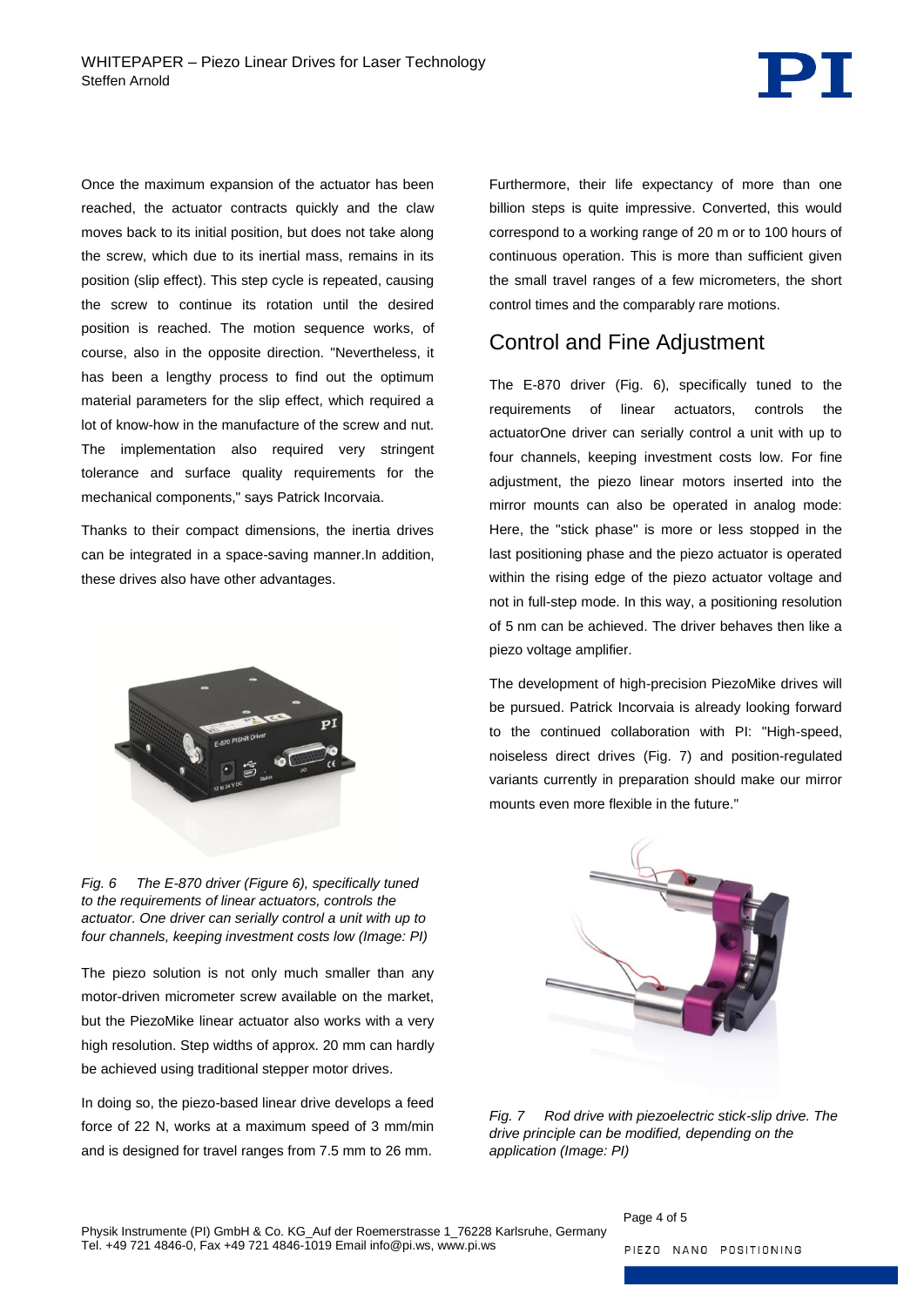Once the maximum expansion of the actuator has been reached, the actuator contracts quickly and the claw moves back to its initial position, but does not take along the screw, which due to its inertial mass, remains in its position (slip effect). This step cycle is repeated, causing the screw to continue its rotation until the desired position is reached. The motion sequence works, of course, also in the opposite direction. "Nevertheless, it has been a lengthy process to find out the optimum material parameters for the slip effect, which required a lot of know-how in the manufacture of the screw and nut. The implementation also required very stringent tolerance and surface quality requirements for the mechanical components," says Patrick Incorvaia.

Thanks to their compact dimensions, the inertia drives can be integrated in a space-saving manner.In addition, these drives also have other advantages.

*Fig. 6 The E-870 driver (Figure 6), specifically tuned to the requirements of linear actuators, controls the actuator. One driver can serially control a unit with up to four channels, keeping investment costs low (Image: PI)*

The piezo solution is not only much smaller than any motor-driven micrometer screw available on the market, but the PiezoMike linear actuator also works with a very high resolution. Step widths of approx. 20 mm can hardly be achieved using traditional stepper motor drives.

In doing so, the piezo-based linear drive develops a feed force of 22 N, works at a maximum speed of 3 mm/min and is designed for travel ranges from 7.5 mm to 26 mm.

Furthermore, their life expectancy of more than one billion steps is quite impressive. Converted, this would correspond to a working range of 20 m or to 100 hours of continuous operation. This is more than sufficient given the small travel ranges of a few micrometers, the short control times and the comparably rare motions.

## Control and Fine Adjustment

The E-870 driver (Fig. 6), specifically tuned to the requirements of linear actuators, controls the actuatorOne driver can serially control a unit with up to four channels, keeping investment costs low. For fine adjustment, the piezo linear motors inserted into the mirror mounts can also be operated in analog mode: Here, the "stick phase" is more or less stopped in the last positioning phase and the piezo actuator is operated within the rising edge of the piezo actuator voltage and not in full-step mode. In this way, a positioning resolution of 5 nm can be achieved. The driver behaves then like a piezo voltage amplifier.

The development of high-precision PiezoMike drives will be pursued. Patrick Incorvaia is already looking forward to the continued collaboration with PI: "High-speed, noiseless direct drives (Fig. 7) and position-regulated variants currently in preparation should make our mirror mounts even more flexible in the future."

*Fig. 7 Rod drive with piezoelectric stick-slip drive. The drive principle can be modified, depending on the application (Image: PI)*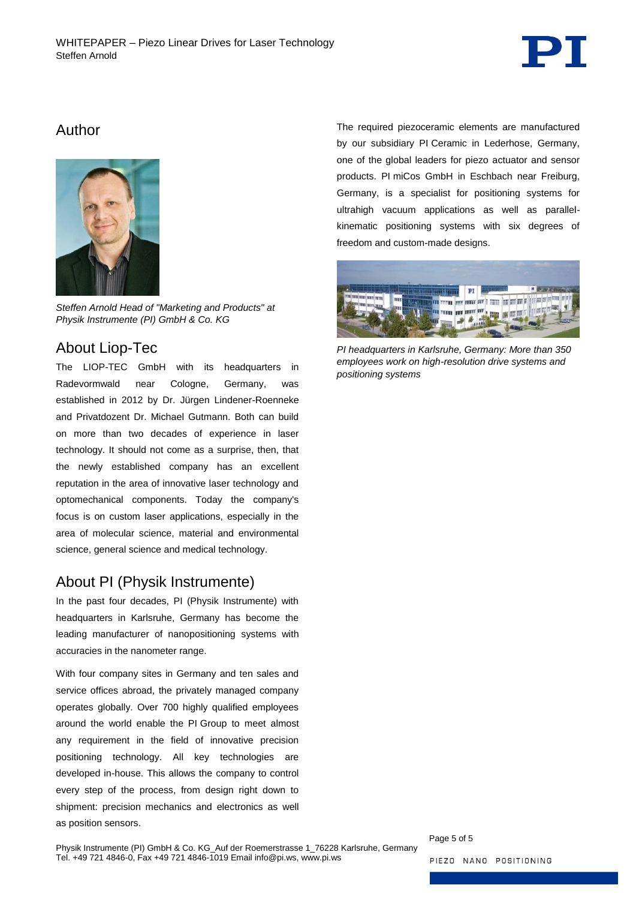## Author

*Steffen Arnold Head of "Marketing and Products" at Physik Instrumente (PI) GmbH & Co. KG*

## About Liop-Tec

The LIOP-TEC GmbH with its headquarters in Radevormwald near Cologne, Germany, was established in 2012 by Dr. Jürgen Lindener-Roenneke and Privatdozent Dr. Michael Gutmann. Both can build on more than two decades of experience in laser technology. It should not come as a surprise, then, that the newly established company has an excellent reputation in the area of innovative laser technology and optomechanical components. Today the company's focus is on custom laser applications, especially in the area of molecular science, material and environmental science, general science and medical technology.

## About PI (Physik Instrumente)

In the past four decades, PI (Physik Instrumente) with headquarters in Karlsruhe, Germany has become the leading manufacturer of nanopositioning systems with accuracies in the nanometer range.

With four company sites in Germany and ten sales and service offices abroad, the privately managed company operates globally. Over 700 highly qualified employees around the world enable the PI Group to meet almost any requirement in the field of innovative precision positioning technology. All key technologies are developed in-house. This allows the company to control every step of the process, from design right down to shipment: precision mechanics and electronics as well as position sensors.

The required piezoceramic elements are manufactured by our subsidiary PI Ceramic in Lederhose, Germany, one of the global leaders for piezo actuator and sensor products. PI miCos GmbH in Eschbach near Freiburg, Germany, is a specialist for positioning systems for ultrahigh vacuum applications as well as parallel-kinematic positioning systems with six degrees of freedom and custom-made designs.

*PI headquarters in Karlsruhe, Germany: More than 350 employees work on high-resolution drive systems and positioning systems*